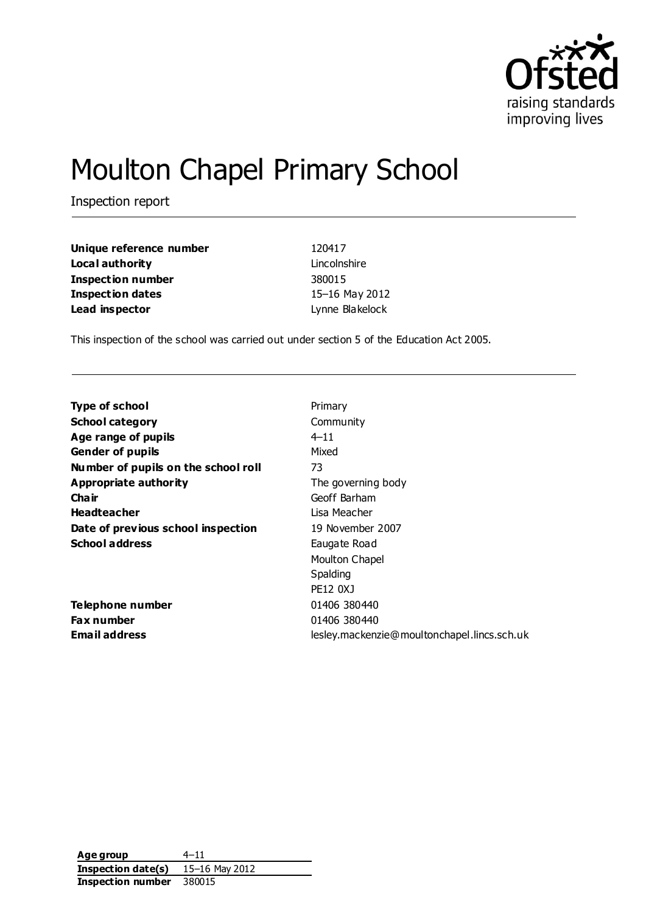Ofsted
raising standards
improving lives

# Moulton Chapel Primary School

Inspection report

| | |
|---|---|
| **Unique reference number** | 120417 |
| **Local authority** | Lincolnshire |
| **Inspection number** | 380015 |
| **Inspection dates** | 15–16 May 2012 |
| **Lead inspector** | Lynne Blakelock |

This inspection of the school was carried out under section 5 of the Education Act 2005.

| | |
|---|---|
| **Type of school** | Primary |
| **School category** | Community |
| **Age range of pupils** | 4–11 |
| **Gender of pupils** | Mixed |
| **Number of pupils on the school roll** | 73 |
| **Appropriate authority** | The governing body |
| **Chair** | Geoff Barham |
| **Headteacher** | Lisa Meacher |
| **Date of previous school inspection** | 19 November 2007 |
| **School address** | Eaugate Road<br>Moulton Chapel<br>Spalding<br>PE12 0XJ |
| **Telephone number** | 01406 380440 |
| **Fax number** | 01406 380440 |
| **Email address** | lesley.mackenzie@moultonchapel.lincs.sch.uk |

| | |
|---|---|
| **Age group** | 4–11 |
| **Inspection date(s)** | 15–16 May 2012 |
| **Inspection number** | 380015 |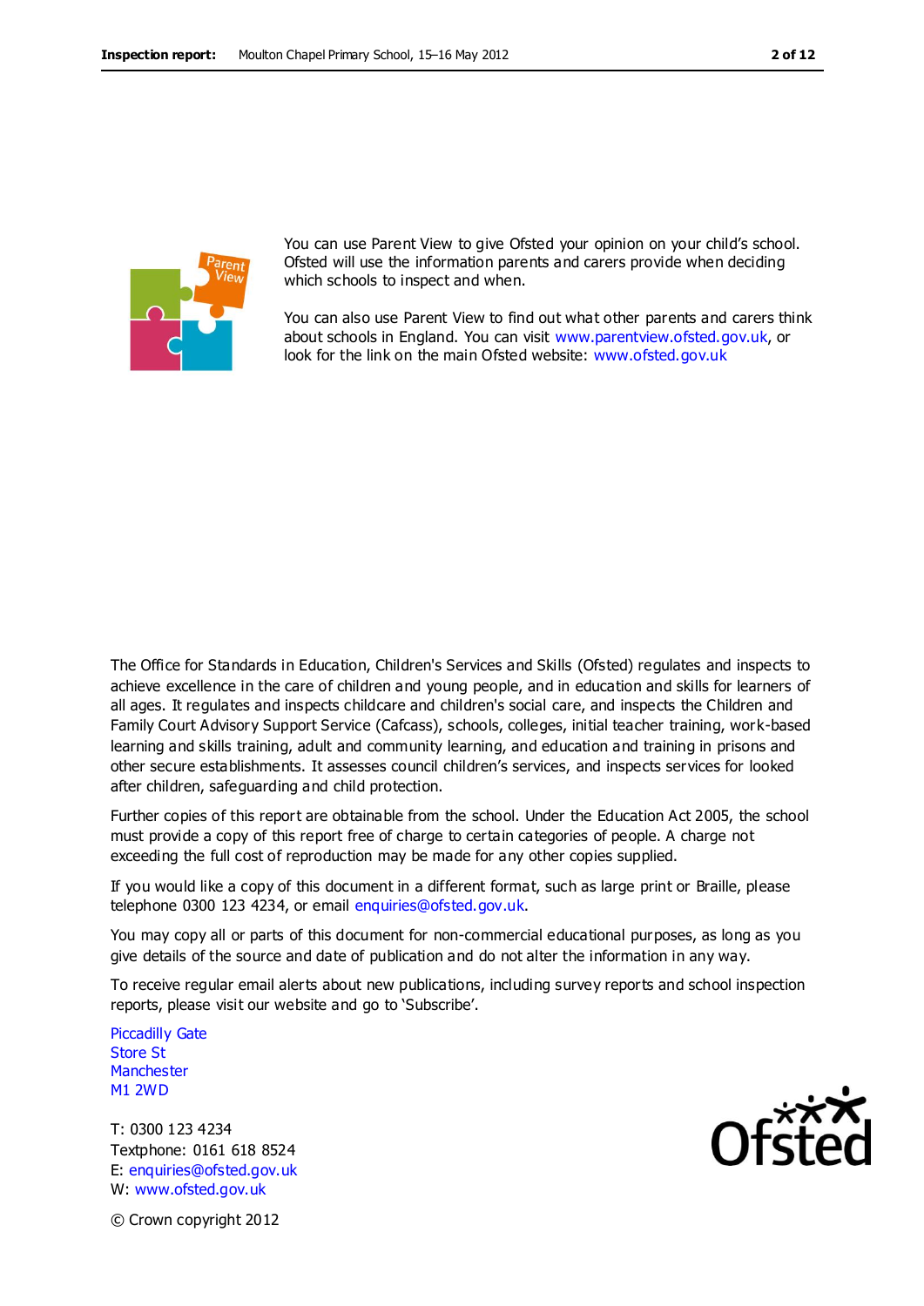You can use Parent View to give Ofsted your opinion on your child's school. Ofsted will use the information parents and carers provide when deciding which schools to inspect and when.

You can also use Parent View to find out what other parents and carers think about schools in England. You can visit www.parentview.ofsted.gov.uk, or look for the link on the main Ofsted website: www.ofsted.gov.uk

The Office for Standards in Education, Children's Services and Skills (Ofsted) regulates and inspects to achieve excellence in the care of children and young people, and in education and skills for learners of all ages. It regulates and inspects childcare and children's social care, and inspects the Children and Family Court Advisory Support Service (Cafcass), schools, colleges, initial teacher training, work-based learning and skills training, adult and community learning, and education and training in prisons and other secure establishments. It assesses council children's services, and inspects services for looked after children, safeguarding and child protection.

Further copies of this report are obtainable from the school. Under the Education Act 2005, the school must provide a copy of this report free of charge to certain categories of people. A charge not exceeding the full cost of reproduction may be made for any other copies supplied.

If you would like a copy of this document in a different format, such as large print or Braille, please telephone 0300 123 4234, or email enquiries@ofsted.gov.uk.

You may copy all or parts of this document for non-commercial educational purposes, as long as you give details of the source and date of publication and do not alter the information in any way.

To receive regular email alerts about new publications, including survey reports and school inspection reports, please visit our website and go to 'Subscribe'.

Piccadilly Gate
Store St
Manchester
M1 2WD

T: 0300 123 4234
Textphone: 0161 618 8524
E: enquiries@ofsted.gov.uk
W: www.ofsted.gov.uk

© Crown copyright 2012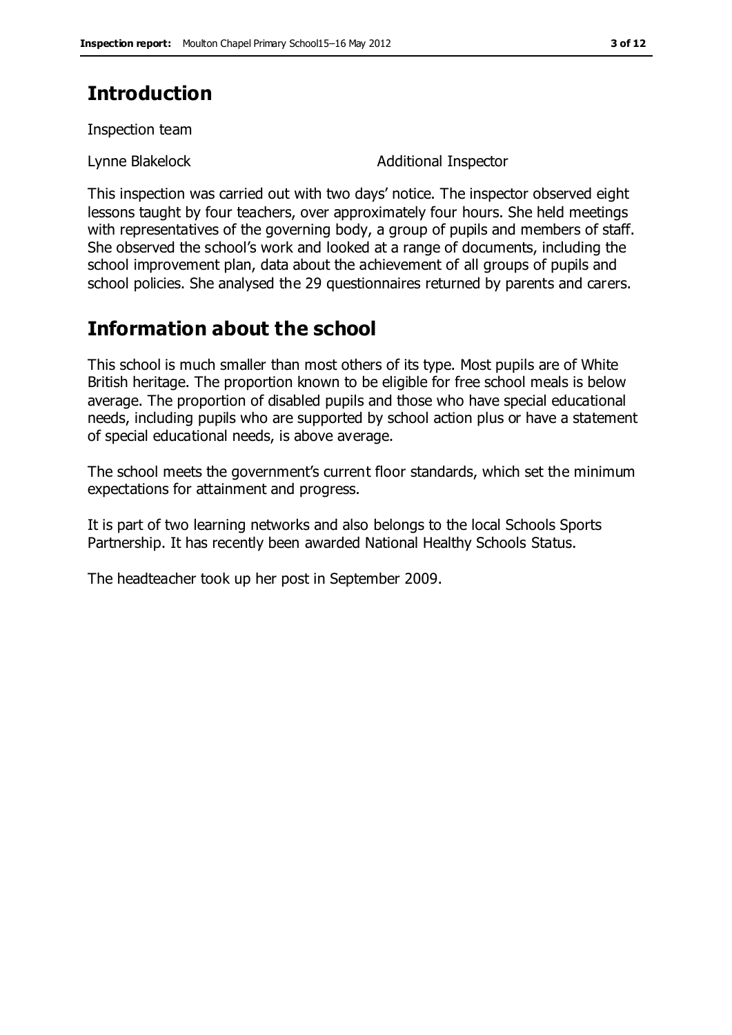## Introduction

Inspection team

Lynne Blakelock Additional Inspector

This inspection was carried out with two days' notice. The inspector observed eight lessons taught by four teachers, over approximately four hours. She held meetings with representatives of the governing body, a group of pupils and members of staff. She observed the school's work and looked at a range of documents, including the school improvement plan, data about the achievement of all groups of pupils and school policies. She analysed the 29 questionnaires returned by parents and carers.

## Information about the school

This school is much smaller than most others of its type. Most pupils are of White British heritage. The proportion known to be eligible for free school meals is below average. The proportion of disabled pupils and those who have special educational needs, including pupils who are supported by school action plus or have a statement of special educational needs, is above average.

The school meets the government's current floor standards, which set the minimum expectations for attainment and progress.

It is part of two learning networks and also belongs to the local Schools Sports Partnership. It has recently been awarded National Healthy Schools Status.

The headteacher took up her post in September 2009.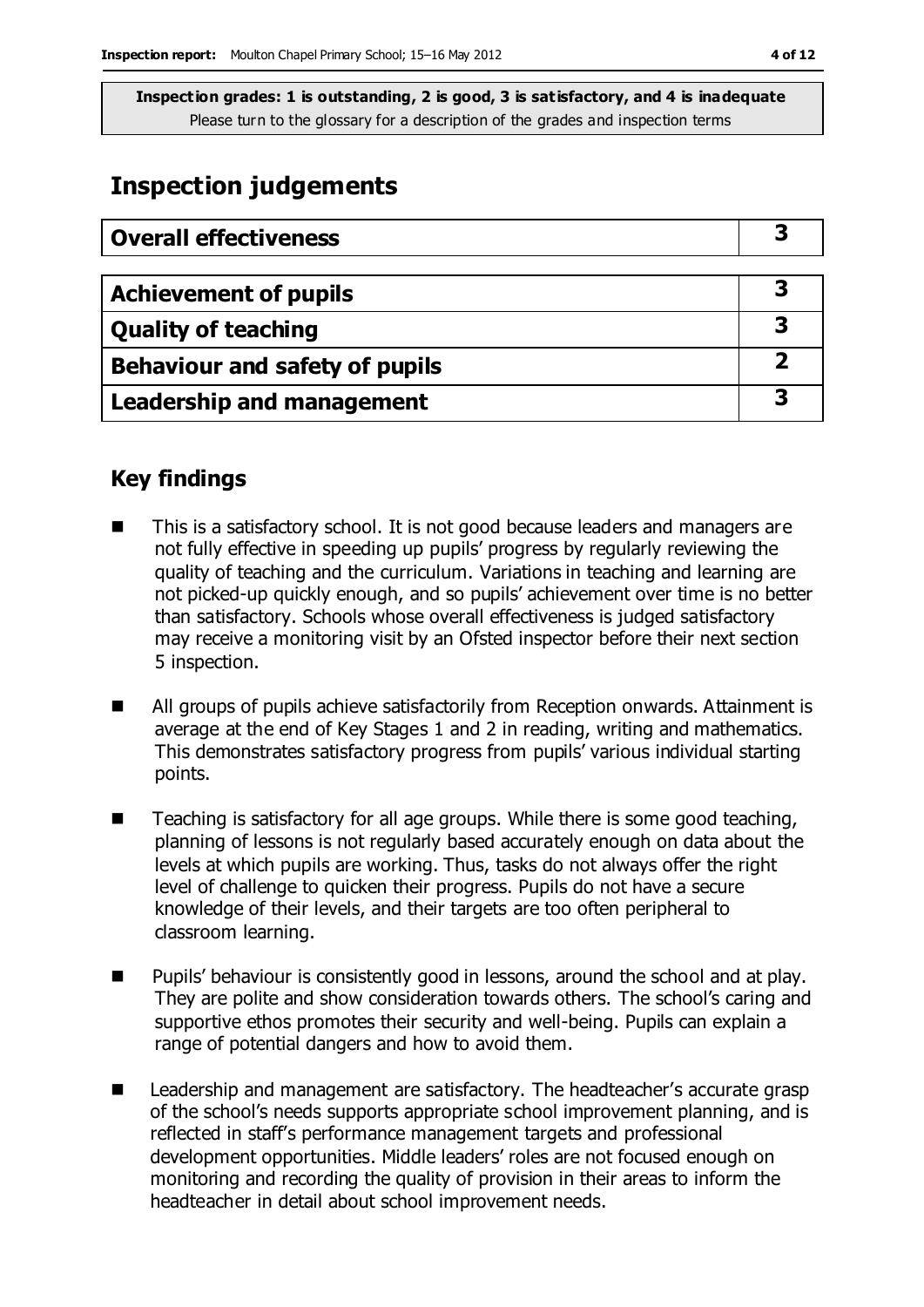**Inspection grades: 1 is outstanding, 2 is good, 3 is satisfactory, and 4 is inadequate**
Please turn to the glossary for a description of the grades and inspection terms

# Inspection judgements

| Overall effectiveness | 3 |
|---|---|
| **Achievement of pupils** | **3** |
| **Quality of teaching** | **3** |
| **Behaviour and safety of pupils** | **2** |
| **Leadership and management** | **3** |

## Key findings

- This is a satisfactory school. It is not good because leaders and managers are not fully effective in speeding up pupils' progress by regularly reviewing the quality of teaching and the curriculum. Variations in teaching and learning are not picked-up quickly enough, and so pupils' achievement over time is no better than satisfactory. Schools whose overall effectiveness is judged satisfactory may receive a monitoring visit by an Ofsted inspector before their next section 5 inspection.
- All groups of pupils achieve satisfactorily from Reception onwards. Attainment is average at the end of Key Stages 1 and 2 in reading, writing and mathematics. This demonstrates satisfactory progress from pupils' various individual starting points.
- Teaching is satisfactory for all age groups. While there is some good teaching, planning of lessons is not regularly based accurately enough on data about the levels at which pupils are working. Thus, tasks do not always offer the right level of challenge to quicken their progress. Pupils do not have a secure knowledge of their levels, and their targets are too often peripheral to classroom learning.
- Pupils' behaviour is consistently good in lessons, around the school and at play. They are polite and show consideration towards others. The school's caring and supportive ethos promotes their security and well-being. Pupils can explain a range of potential dangers and how to avoid them.
- Leadership and management are satisfactory. The headteacher's accurate grasp of the school's needs supports appropriate school improvement planning, and is reflected in staff's performance management targets and professional development opportunities. Middle leaders' roles are not focused enough on monitoring and recording the quality of provision in their areas to inform the headteacher in detail about school improvement needs.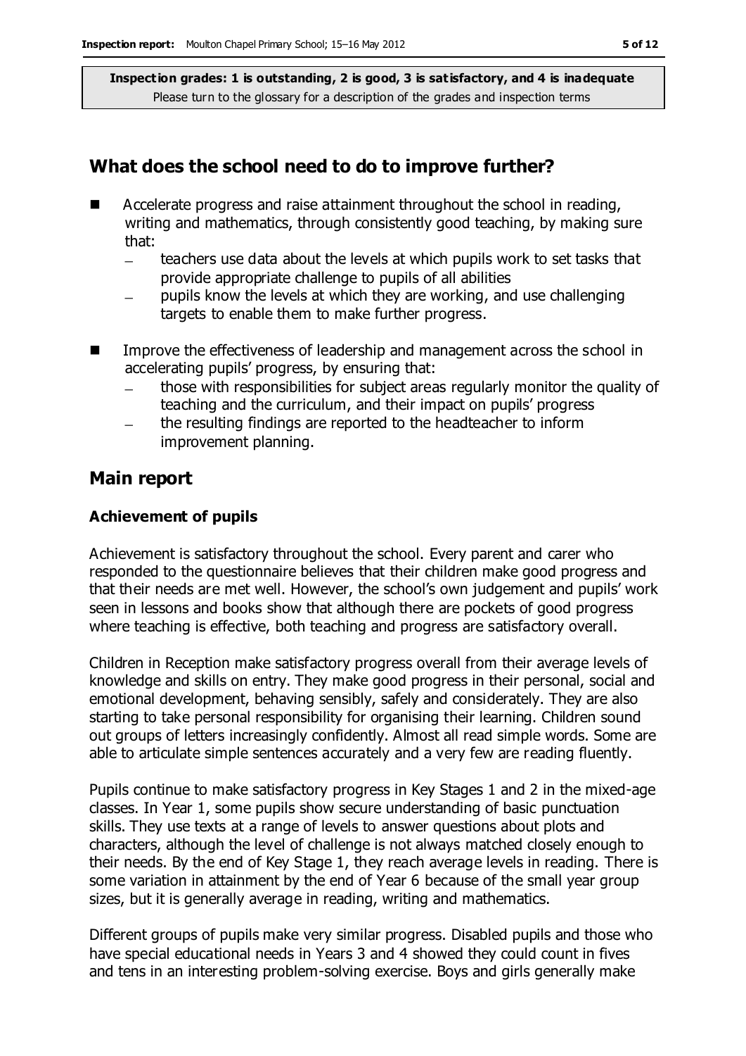**Inspection grades: 1 is outstanding, 2 is good, 3 is satisfactory, and 4 is inadequate**
Please turn to the glossary for a description of the grades and inspection terms

## What does the school need to do to improve further?

- Accelerate progress and raise attainment throughout the school in reading, writing and mathematics, through consistently good teaching, by making sure that:
  - teachers use data about the levels at which pupils work to set tasks that provide appropriate challenge to pupils of all abilities
  - pupils know the levels at which they are working, and use challenging targets to enable them to make further progress.
- Improve the effectiveness of leadership and management across the school in accelerating pupils' progress, by ensuring that:
  - those with responsibilities for subject areas regularly monitor the quality of teaching and the curriculum, and their impact on pupils' progress
  - the resulting findings are reported to the headteacher to inform improvement planning.

## Main report

### Achievement of pupils

Achievement is satisfactory throughout the school. Every parent and carer who responded to the questionnaire believes that their children make good progress and that their needs are met well. However, the school's own judgement and pupils' work seen in lessons and books show that although there are pockets of good progress where teaching is effective, both teaching and progress are satisfactory overall.

Children in Reception make satisfactory progress overall from their average levels of knowledge and skills on entry. They make good progress in their personal, social and emotional development, behaving sensibly, safely and considerately. They are also starting to take personal responsibility for organising their learning. Children sound out groups of letters increasingly confidently. Almost all read simple words. Some are able to articulate simple sentences accurately and a very few are reading fluently.

Pupils continue to make satisfactory progress in Key Stages 1 and 2 in the mixed-age classes. In Year 1, some pupils show secure understanding of basic punctuation skills. They use texts at a range of levels to answer questions about plots and characters, although the level of challenge is not always matched closely enough to their needs. By the end of Key Stage 1, they reach average levels in reading. There is some variation in attainment by the end of Year 6 because of the small year group sizes, but it is generally average in reading, writing and mathematics.

Different groups of pupils make very similar progress. Disabled pupils and those who have special educational needs in Years 3 and 4 showed they could count in fives and tens in an interesting problem-solving exercise. Boys and girls generally make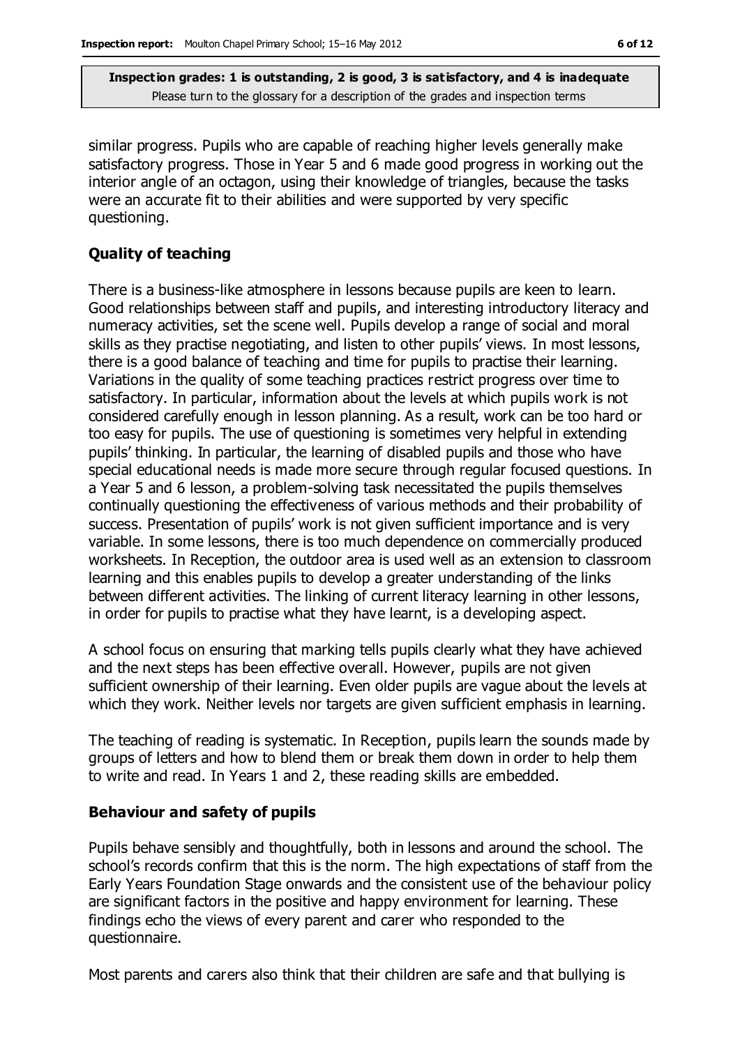similar progress. Pupils who are capable of reaching higher levels generally make satisfactory progress. Those in Year 5 and 6 made good progress in working out the interior angle of an octagon, using their knowledge of triangles, because the tasks were an accurate fit to their abilities and were supported by very specific questioning.

## Quality of teaching

There is a business-like atmosphere in lessons because pupils are keen to learn. Good relationships between staff and pupils, and interesting introductory literacy and numeracy activities, set the scene well. Pupils develop a range of social and moral skills as they practise negotiating, and listen to other pupils' views. In most lessons, there is a good balance of teaching and time for pupils to practise their learning. Variations in the quality of some teaching practices restrict progress over time to satisfactory. In particular, information about the levels at which pupils work is not considered carefully enough in lesson planning. As a result, work can be too hard or too easy for pupils. The use of questioning is sometimes very helpful in extending pupils' thinking. In particular, the learning of disabled pupils and those who have special educational needs is made more secure through regular focused questions. In a Year 5 and 6 lesson, a problem-solving task necessitated the pupils themselves continually questioning the effectiveness of various methods and their probability of success. Presentation of pupils' work is not given sufficient importance and is very variable. In some lessons, there is too much dependence on commercially produced worksheets. In Reception, the outdoor area is used well as an extension to classroom learning and this enables pupils to develop a greater understanding of the links between different activities. The linking of current literacy learning in other lessons, in order for pupils to practise what they have learnt, is a developing aspect.

A school focus on ensuring that marking tells pupils clearly what they have achieved and the next steps has been effective overall. However, pupils are not given sufficient ownership of their learning. Even older pupils are vague about the levels at which they work. Neither levels nor targets are given sufficient emphasis in learning.

The teaching of reading is systematic. In Reception, pupils learn the sounds made by groups of letters and how to blend them or break them down in order to help them to write and read. In Years 1 and 2, these reading skills are embedded.

## Behaviour and safety of pupils

Pupils behave sensibly and thoughtfully, both in lessons and around the school. The school's records confirm that this is the norm. The high expectations of staff from the Early Years Foundation Stage onwards and the consistent use of the behaviour policy are significant factors in the positive and happy environment for learning. These findings echo the views of every parent and carer who responded to the questionnaire.

Most parents and carers also think that their children are safe and that bullying is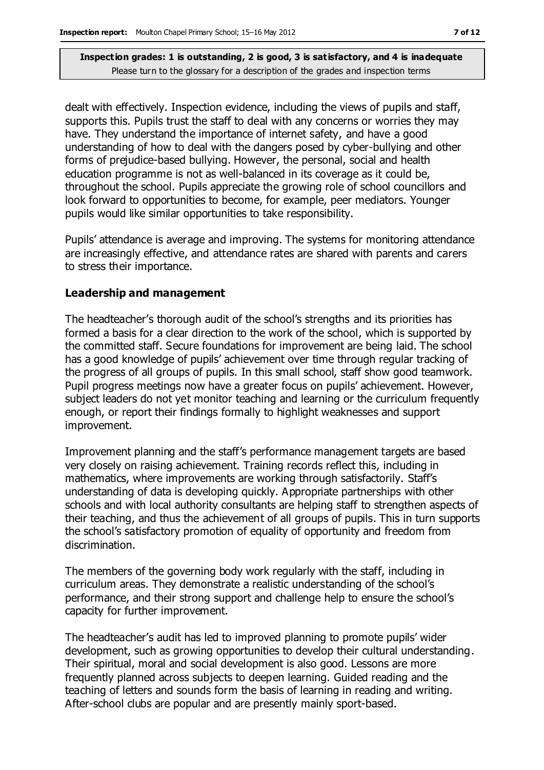dealt with effectively. Inspection evidence, including the views of pupils and staff, supports this. Pupils trust the staff to deal with any concerns or worries they may have. They understand the importance of internet safety, and have a good understanding of how to deal with the dangers posed by cyber-bullying and other forms of prejudice-based bullying. However, the personal, social and health education programme is not as well-balanced in its coverage as it could be, throughout the school. Pupils appreciate the growing role of school councillors and look forward to opportunities to become, for example, peer mediators. Younger pupils would like similar opportunities to take responsibility.

Pupils' attendance is average and improving. The systems for monitoring attendance are increasingly effective, and attendance rates are shared with parents and carers to stress their importance.

### Leadership and management

The headteacher's thorough audit of the school's strengths and its priorities has formed a basis for a clear direction to the work of the school, which is supported by the committed staff. Secure foundations for improvement are being laid. The school has a good knowledge of pupils' achievement over time through regular tracking of the progress of all groups of pupils. In this small school, staff show good teamwork. Pupil progress meetings now have a greater focus on pupils' achievement. However, subject leaders do not yet monitor teaching and learning or the curriculum frequently enough, or report their findings formally to highlight weaknesses and support improvement.

Improvement planning and the staff's performance management targets are based very closely on raising achievement. Training records reflect this, including in mathematics, where improvements are working through satisfactorily. Staff's understanding of data is developing quickly. Appropriate partnerships with other schools and with local authority consultants are helping staff to strengthen aspects of their teaching, and thus the achievement of all groups of pupils. This in turn supports the school's satisfactory promotion of equality of opportunity and freedom from discrimination.

The members of the governing body work regularly with the staff, including in curriculum areas. They demonstrate a realistic understanding of the school's performance, and their strong support and challenge help to ensure the school's capacity for further improvement.

The headteacher's audit has led to improved planning to promote pupils' wider development, such as growing opportunities to develop their cultural understanding. Their spiritual, moral and social development is also good. Lessons are more frequently planned across subjects to deepen learning. Guided reading and the teaching of letters and sounds form the basis of learning in reading and writing. After-school clubs are popular and are presently mainly sport-based.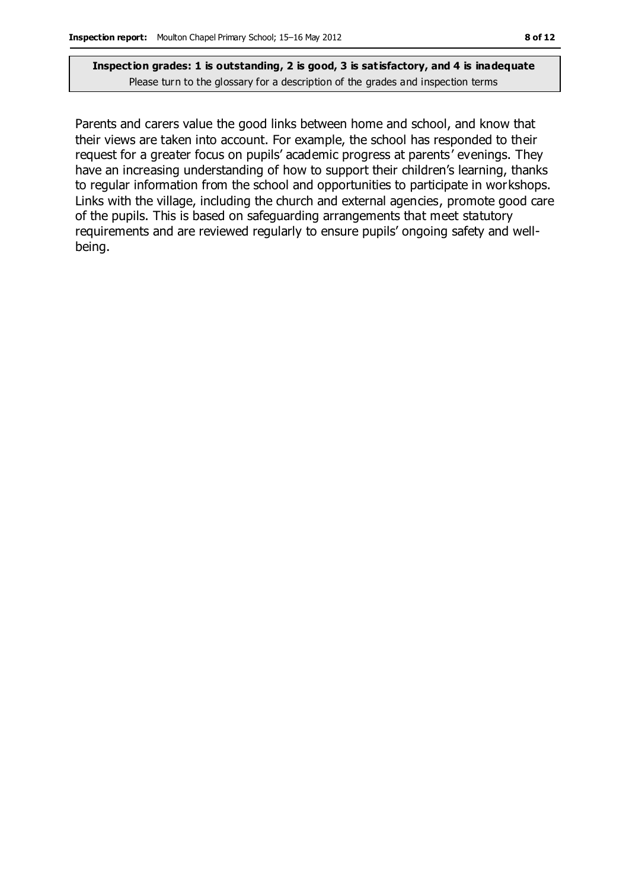**Inspection grades: 1 is outstanding, 2 is good, 3 is satisfactory, and 4 is inadequate**
Please turn to the glossary for a description of the grades and inspection terms

Parents and carers value the good links between home and school, and know that their views are taken into account. For example, the school has responded to their request for a greater focus on pupils' academic progress at parents' evenings. They have an increasing understanding of how to support their children's learning, thanks to regular information from the school and opportunities to participate in workshops. Links with the village, including the church and external agencies, promote good care of the pupils. This is based on safeguarding arrangements that meet statutory requirements and are reviewed regularly to ensure pupils' ongoing safety and well-being.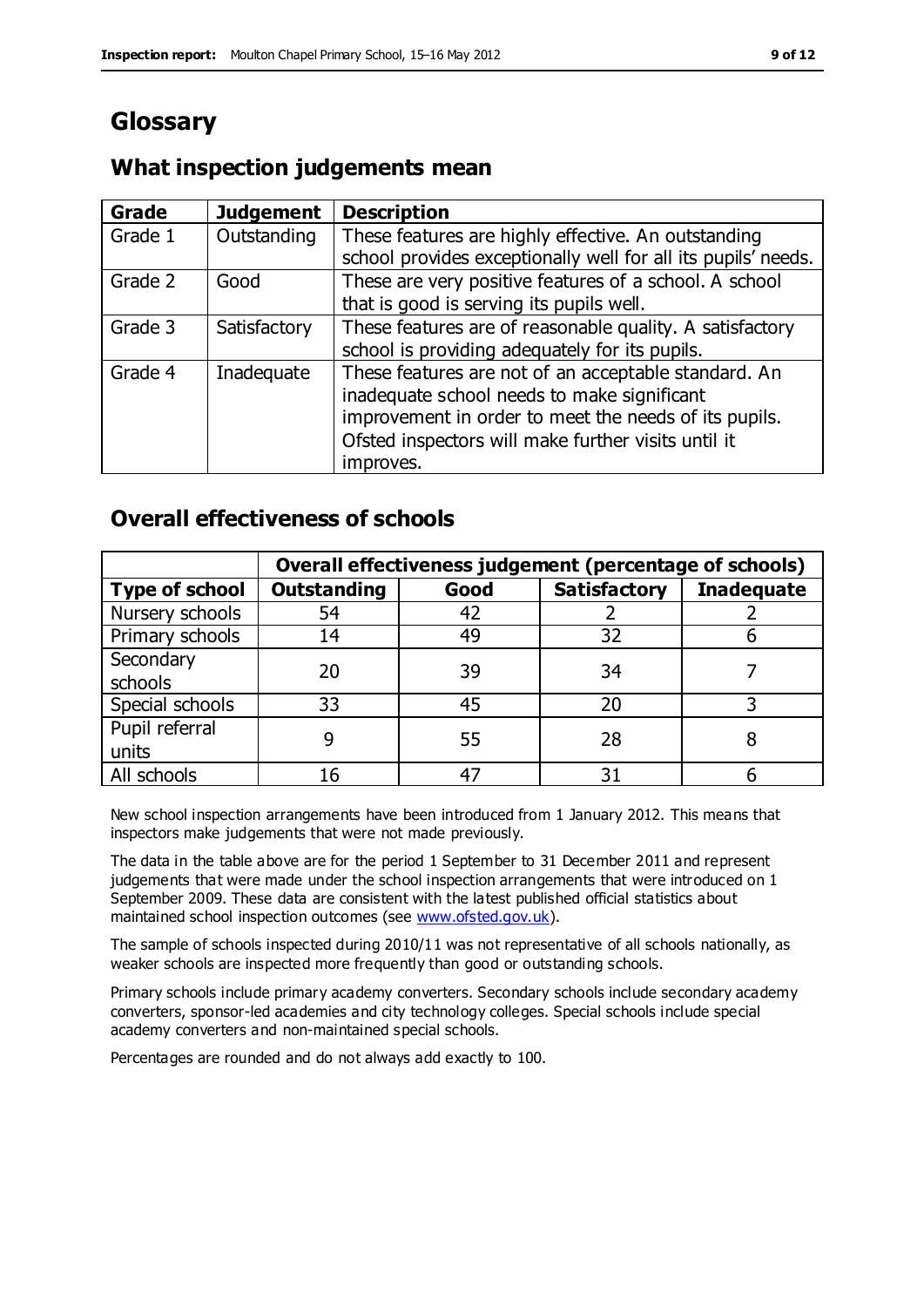# Glossary

## What inspection judgements mean

| Grade | Judgement | Description |
|---|---|---|
| Grade 1 | Outstanding | These features are highly effective. An outstanding school provides exceptionally well for all its pupils' needs. |
| Grade 2 | Good | These are very positive features of a school. A school that is good is serving its pupils well. |
| Grade 3 | Satisfactory | These features are of reasonable quality. A satisfactory school is providing adequately for its pupils. |
| Grade 4 | Inadequate | These features are not of an acceptable standard. An inadequate school needs to make significant improvement in order to meet the needs of its pupils. Ofsted inspectors will make further visits until it improves. |

## Overall effectiveness of schools

| | **Overall effectiveness judgement (percentage of schools)** | | | |
|---|---|---|---|---|
| **Type of school** | **Outstanding** | **Good** | **Satisfactory** | **Inadequate** |
| Nursery schools | 54 | 42 | 2 | 2 |
| Primary schools | 14 | 49 | 32 | 6 |
| Secondary schools | 20 | 39 | 34 | 7 |
| Special schools | 33 | 45 | 20 | 3 |
| Pupil referral units | 9 | 55 | 28 | 8 |
| All schools | 16 | 47 | 31 | 6 |

New school inspection arrangements have been introduced from 1 January 2012. This means that inspectors make judgements that were not made previously.

The data in the table above are for the period 1 September to 31 December 2011 and represent judgements that were made under the school inspection arrangements that were introduced on 1 September 2009. These data are consistent with the latest published official statistics about maintained school inspection outcomes (see www.ofsted.gov.uk).

The sample of schools inspected during 2010/11 was not representative of all schools nationally, as weaker schools are inspected more frequently than good or outstanding schools.

Primary schools include primary academy converters. Secondary schools include secondary academy converters, sponsor-led academies and city technology colleges. Special schools include special academy converters and non-maintained special schools.

Percentages are rounded and do not always add exactly to 100.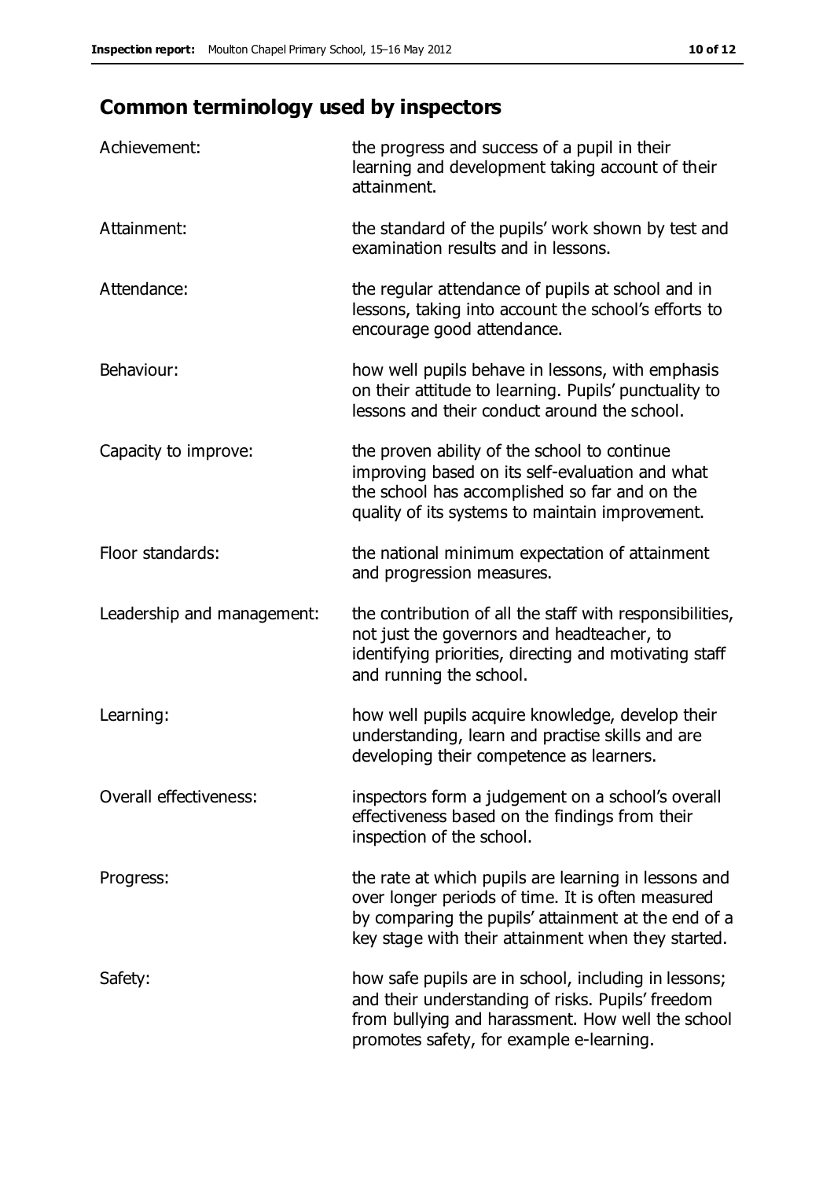## Common terminology used by inspectors

| | |
|---|---|
| Achievement: | the progress and success of a pupil in their learning and development taking account of their attainment. |
| Attainment: | the standard of the pupils' work shown by test and examination results and in lessons. |
| Attendance: | the regular attendance of pupils at school and in lessons, taking into account the school's efforts to encourage good attendance. |
| Behaviour: | how well pupils behave in lessons, with emphasis on their attitude to learning. Pupils' punctuality to lessons and their conduct around the school. |
| Capacity to improve: | the proven ability of the school to continue improving based on its self-evaluation and what the school has accomplished so far and on the quality of its systems to maintain improvement. |
| Floor standards: | the national minimum expectation of attainment and progression measures. |
| Leadership and management: | the contribution of all the staff with responsibilities, not just the governors and headteacher, to identifying priorities, directing and motivating staff and running the school. |
| Learning: | how well pupils acquire knowledge, develop their understanding, learn and practise skills and are developing their competence as learners. |
| Overall effectiveness: | inspectors form a judgement on a school's overall effectiveness based on the findings from their inspection of the school. |
| Progress: | the rate at which pupils are learning in lessons and over longer periods of time. It is often measured by comparing the pupils' attainment at the end of a key stage with their attainment when they started. |
| Safety: | how safe pupils are in school, including in lessons; and their understanding of risks. Pupils' freedom from bullying and harassment. How well the school promotes safety, for example e-learning. |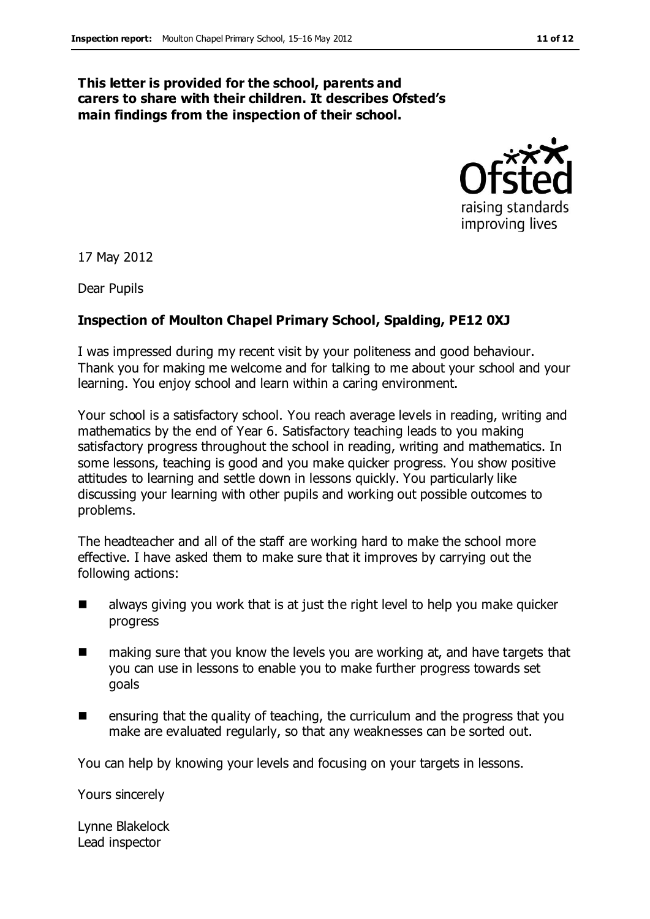**This letter is provided for the school, parents and carers to share with their children. It describes Ofsted's main findings from the inspection of their school.**

17 May 2012

Dear Pupils

**Inspection of Moulton Chapel Primary School, Spalding, PE12 0XJ**

I was impressed during my recent visit by your politeness and good behaviour. Thank you for making me welcome and for talking to me about your school and your learning. You enjoy school and learn within a caring environment.

Your school is a satisfactory school. You reach average levels in reading, writing and mathematics by the end of Year 6. Satisfactory teaching leads to you making satisfactory progress throughout the school in reading, writing and mathematics. In some lessons, teaching is good and you make quicker progress. You show positive attitudes to learning and settle down in lessons quickly. You particularly like discussing your learning with other pupils and working out possible outcomes to problems.

The headteacher and all of the staff are working hard to make the school more effective. I have asked them to make sure that it improves by carrying out the following actions:

- always giving you work that is at just the right level to help you make quicker progress
- making sure that you know the levels you are working at, and have targets that you can use in lessons to enable you to make further progress towards set goals
- ensuring that the quality of teaching, the curriculum and the progress that you make are evaluated regularly, so that any weaknesses can be sorted out.

You can help by knowing your levels and focusing on your targets in lessons.

Yours sincerely

Lynne Blakelock
Lead inspector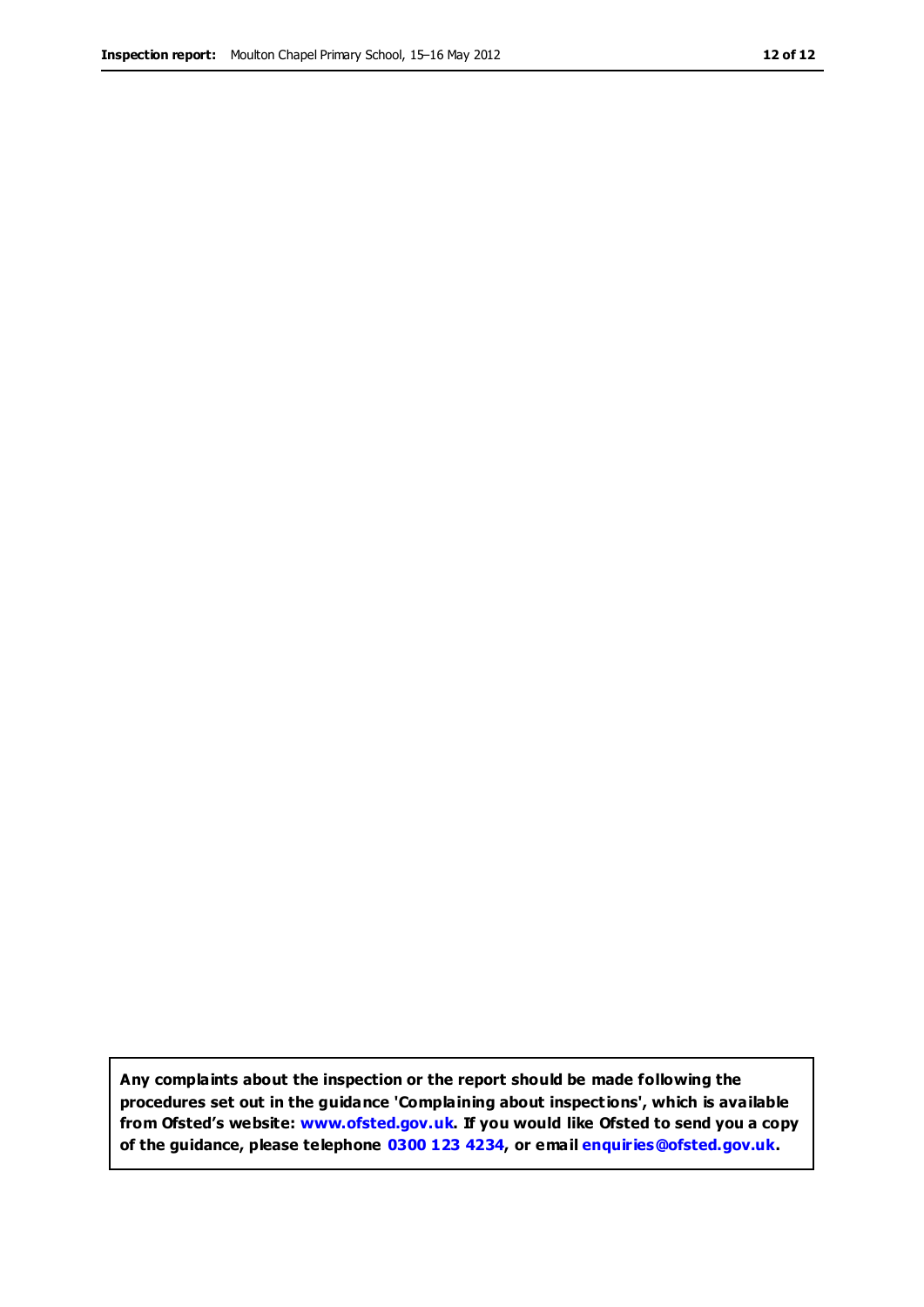**Any complaints about the inspection or the report should be made following the procedures set out in the guidance 'Complaining about inspections', which is available from Ofsted's website: www.ofsted.gov.uk. If you would like Ofsted to send you a copy of the guidance, please telephone 0300 123 4234, or email enquiries@ofsted.gov.uk.**